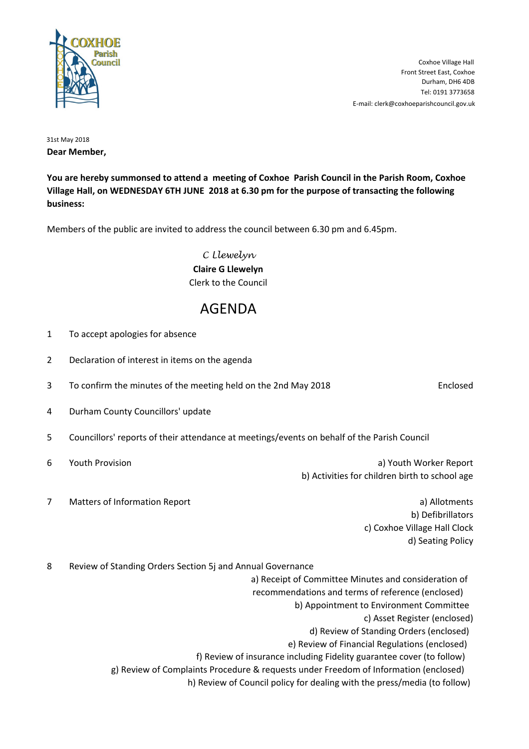COXHOE Parish Council

Coxhoe Village Hall
Front Street East, Coxhoe
Durham, DH6 4DB
Tel: 0191 3773658
E-mail: clerk@coxhoeparishcouncil.gov.uk

31st May 2018

**Dear Member,**

**You are hereby summonsed to attend a meeting of Coxhoe Parish Council in the Parish Room, Coxhoe Village Hall, on WEDNESDAY 6TH JUNE 2018 at 6.30 pm for the purpose of transacting the following business:**

Members of the public are invited to address the council between 6.30 pm and 6.45pm.

*C Llewelyn*
**Claire G Llewelyn**
Clerk to the Council

# AGENDA

1 To accept apologies for absence

2 Declaration of interest in items on the agenda

3 To confirm the minutes of the meeting held on the 2nd May 2018 — Enclosed

4 Durham County Councillors' update

5 Councillors' reports of their attendance at meetings/events on behalf of the Parish Council

6 Youth Provision
- a) Youth Worker Report
- b) Activities for children birth to school age

7 Matters of Information Report
- a) Allotments
- b) Defibrillators
- c) Coxhoe Village Hall Clock
- d) Seating Policy

8 Review of Standing Orders Section 5j and Annual Governance
- a) Receipt of Committee Minutes and consideration of recommendations and terms of reference (enclosed)
- b) Appointment to Environment Committee
- c) Asset Register (enclosed)
- d) Review of Standing Orders (enclosed)
- e) Review of Financial Regulations (enclosed)
- f) Review of insurance including Fidelity guarantee cover (to follow)
- g) Review of Complaints Procedure & requests under Freedom of Information (enclosed)
- h) Review of Council policy for dealing with the press/media (to follow)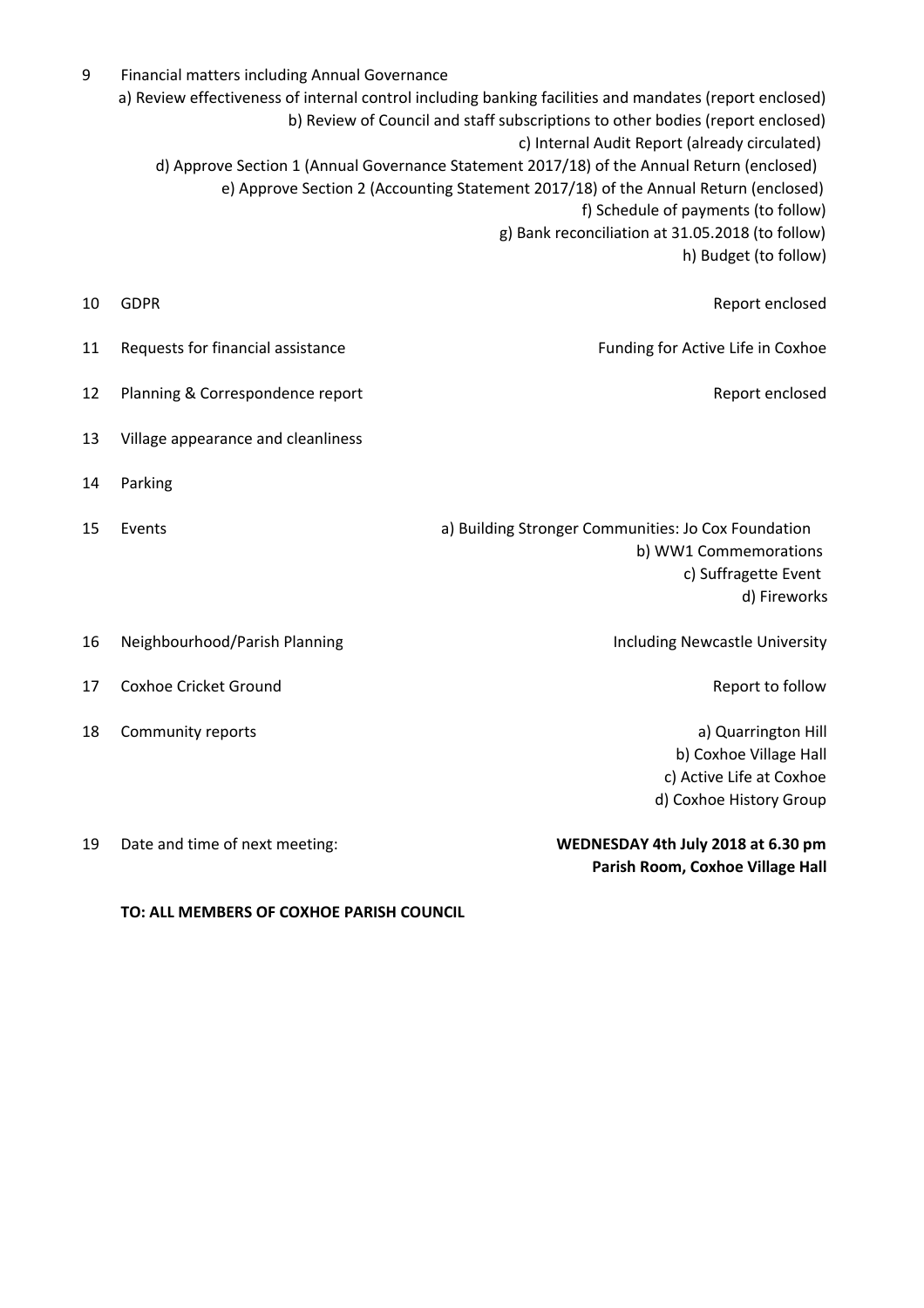9 Financial matters including Annual Governance

a) Review effectiveness of internal control including banking facilities and mandates (report enclosed)
b) Review of Council and staff subscriptions to other bodies (report enclosed)
c) Internal Audit Report (already circulated)
d) Approve Section 1 (Annual Governance Statement 2017/18) of the Annual Return (enclosed)
e) Approve Section 2 (Accounting Statement 2017/18) of the Annual Return (enclosed)
f) Schedule of payments (to follow)
g) Bank reconciliation at 31.05.2018 (to follow)
h) Budget (to follow)

10 GDPR — Report enclosed

11 Requests for financial assistance — Funding for Active Life in Coxhoe

12 Planning & Correspondence report — Report enclosed

13 Village appearance and cleanliness

14 Parking

15 Events

a) Building Stronger Communities: Jo Cox Foundation
b) WW1 Commemorations
c) Suffragette Event
d) Fireworks

16 Neighbourhood/Parish Planning — Including Newcastle University

17 Coxhoe Cricket Ground — Report to follow

18 Community reports

a) Quarrington Hill
b) Coxhoe Village Hall
c) Active Life at Coxhoe
d) Coxhoe History Group

19 Date and time of next meeting: **WEDNESDAY 4th July 2018 at 6.30 pm**
**Parish Room, Coxhoe Village Hall**

**TO: ALL MEMBERS OF COXHOE PARISH COUNCIL**